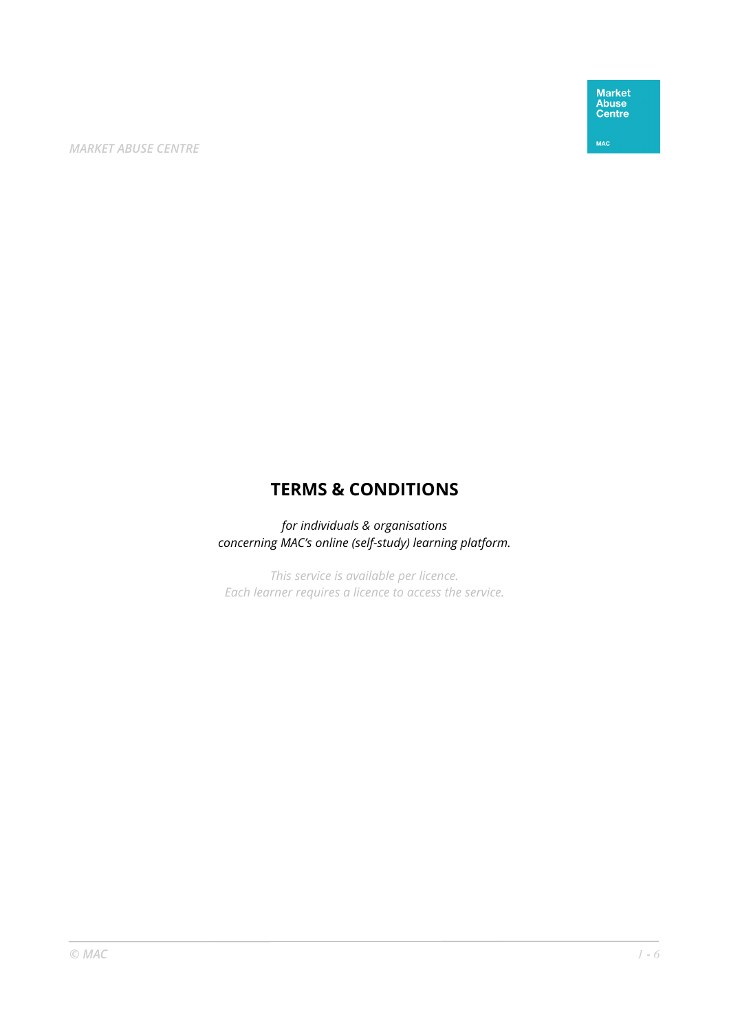# TERMS & CONDITIONS

*for individuals & organisations*
*concerning MAC's online (self-study) learning platform.*

*This service is available per licence.*
*Each learner requires a licence to access the service.*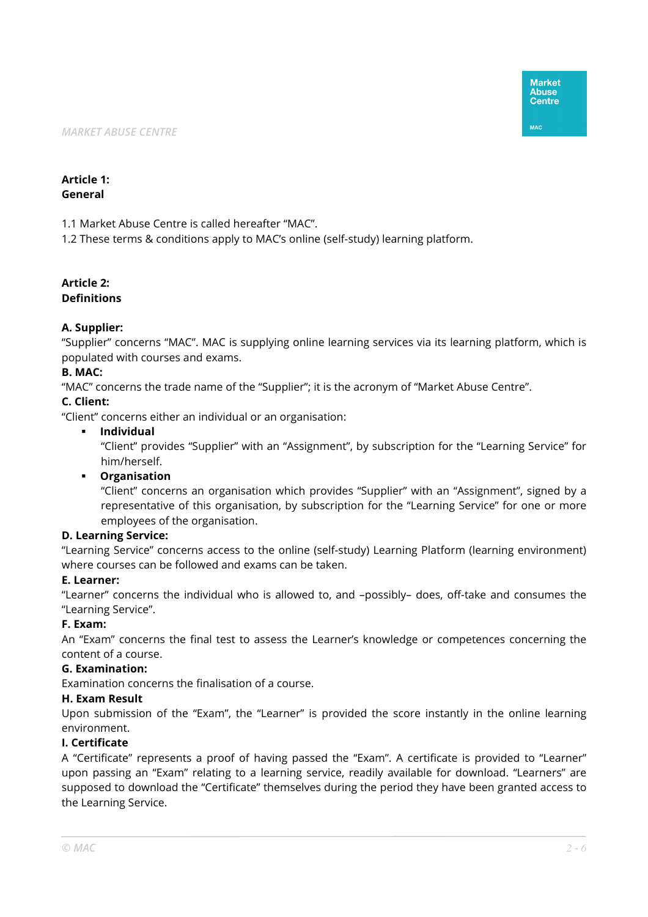**Article 1:**
**General**

1.1 Market Abuse Centre is called hereafter “MAC”.
1.2 These terms & conditions apply to MAC’s online (self-study) learning platform.

**Article 2:**
**Definitions**

**A. Supplier:**
“Supplier” concerns “MAC”. MAC is supplying online learning services via its learning platform, which is populated with courses and exams.

**B. MAC:**
“MAC” concerns the trade name of the “Supplier”; it is the acronym of “Market Abuse Centre”.

**C. Client:**
“Client” concerns either an individual or an organisation:

- **Individual**
  “Client” provides “Supplier” with an “Assignment”, by subscription for the “Learning Service” for him/herself.
- **Organisation**
  “Client” concerns an organisation which provides “Supplier” with an “Assignment”, signed by a representative of this organisation, by subscription for the “Learning Service” for one or more employees of the organisation.

**D. Learning Service:**
“Learning Service” concerns access to the online (self-study) Learning Platform (learning environment) where courses can be followed and exams can be taken.

**E. Learner:**
“Learner” concerns the individual who is allowed to, and –possibly– does, off-take and consumes the “Learning Service”.

**F. Exam:**
An “Exam” concerns the final test to assess the Learner’s knowledge or competences concerning the content of a course.

**G. Examination:**
Examination concerns the finalisation of a course.

**H. Exam Result**
Upon submission of the “Exam”, the “Learner” is provided the score instantly in the online learning environment.

**I. Certificate**
A “Certificate” represents a proof of having passed the “Exam”. A certificate is provided to “Learner” upon passing an “Exam” relating to a learning service, readily available for download. “Learners” are supposed to download the “Certificate” themselves during the period they have been granted access to the Learning Service.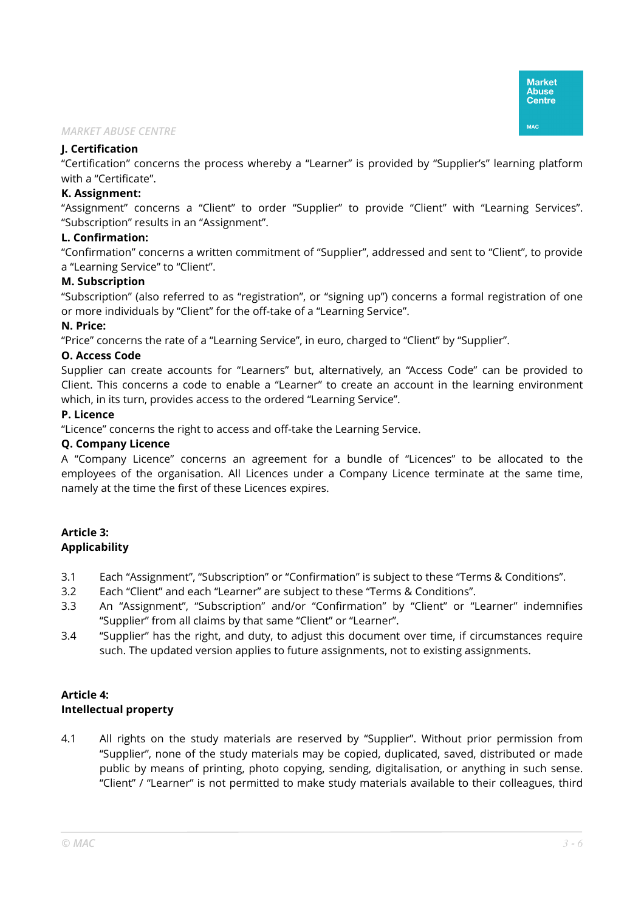**J. Certification**
"Certification" concerns the process whereby a "Learner" is provided by "Supplier's" learning platform with a "Certificate".

**K. Assignment:**
"Assignment" concerns a "Client" to order "Supplier" to provide "Client" with "Learning Services". "Subscription" results in an "Assignment".

**L. Confirmation:**
"Confirmation" concerns a written commitment of "Supplier", addressed and sent to "Client", to provide a "Learning Service" to "Client".

**M. Subscription**
"Subscription" (also referred to as "registration", or "signing up") concerns a formal registration of one or more individuals by "Client" for the off-take of a "Learning Service".

**N. Price:**
"Price" concerns the rate of a "Learning Service", in euro, charged to "Client" by "Supplier".

**O. Access Code**
Supplier can create accounts for "Learners" but, alternatively, an "Access Code" can be provided to Client. This concerns a code to enable a "Learner" to create an account in the learning environment which, in its turn, provides access to the ordered "Learning Service".

**P. Licence**
"Licence" concerns the right to access and off-take the Learning Service.

**Q. Company Licence**
A "Company Licence" concerns an agreement for a bundle of "Licences" to be allocated to the employees of the organisation. All Licences under a Company Licence terminate at the same time, namely at the time the first of these Licences expires.

**Article 3:**
**Applicability**

3.1 Each "Assignment", "Subscription" or "Confirmation" is subject to these "Terms & Conditions".

3.2 Each "Client" and each "Learner" are subject to these "Terms & Conditions".

3.3 An "Assignment", "Subscription" and/or "Confirmation" by "Client" or "Learner" indemnifies "Supplier" from all claims by that same "Client" or "Learner".

3.4 "Supplier" has the right, and duty, to adjust this document over time, if circumstances require such. The updated version applies to future assignments, not to existing assignments.

**Article 4:**
**Intellectual property**

4.1 All rights on the study materials are reserved by "Supplier". Without prior permission from "Supplier", none of the study materials may be copied, duplicated, saved, distributed or made public by means of printing, photo copying, sending, digitalisation, or anything in such sense. "Client" / "Learner" is not permitted to make study materials available to their colleagues, third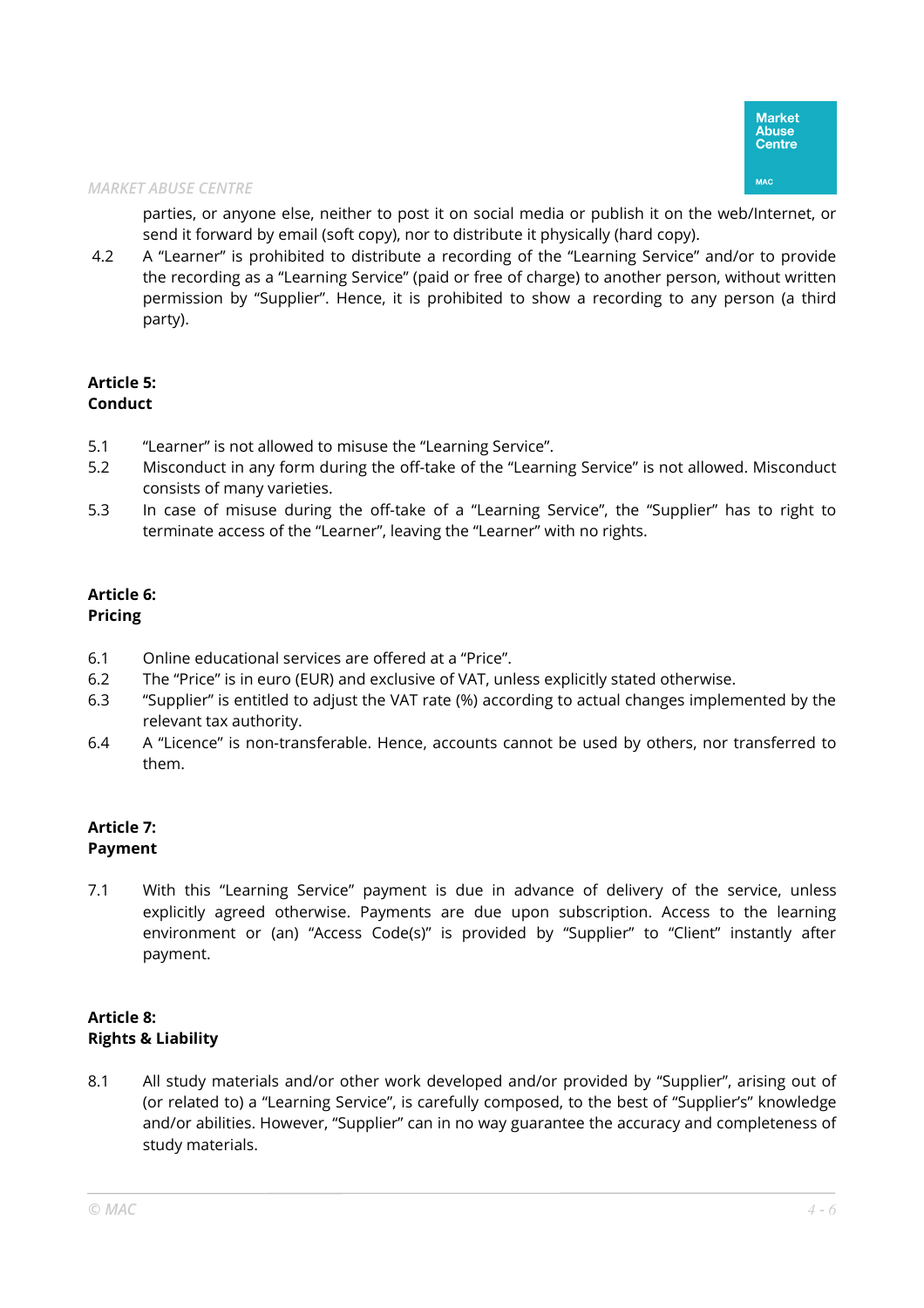parties, or anyone else, neither to post it on social media or publish it on the web/Internet, or send it forward by email (soft copy), nor to distribute it physically (hard copy).

4.2 A "Learner" is prohibited to distribute a recording of the "Learning Service" and/or to provide the recording as a "Learning Service" (paid or free of charge) to another person, without written permission by "Supplier". Hence, it is prohibited to show a recording to any person (a third party).

**Article 5:**
**Conduct**

5.1 "Learner" is not allowed to misuse the "Learning Service".

5.2 Misconduct in any form during the off-take of the "Learning Service" is not allowed. Misconduct consists of many varieties.

5.3 In case of misuse during the off-take of a "Learning Service", the "Supplier" has to right to terminate access of the "Learner", leaving the "Learner" with no rights.

**Article 6:**
**Pricing**

6.1 Online educational services are offered at a "Price".

6.2 The "Price" is in euro (EUR) and exclusive of VAT, unless explicitly stated otherwise.

6.3 "Supplier" is entitled to adjust the VAT rate (%) according to actual changes implemented by the relevant tax authority.

6.4 A "Licence" is non-transferable. Hence, accounts cannot be used by others, nor transferred to them.

**Article 7:**
**Payment**

7.1 With this "Learning Service" payment is due in advance of delivery of the service, unless explicitly agreed otherwise. Payments are due upon subscription. Access to the learning environment or (an) "Access Code(s)" is provided by "Supplier" to "Client" instantly after payment.

**Article 8:**
**Rights & Liability**

8.1 All study materials and/or other work developed and/or provided by "Supplier", arising out of (or related to) a "Learning Service", is carefully composed, to the best of "Supplier's" knowledge and/or abilities. However, "Supplier" can in no way guarantee the accuracy and completeness of study materials.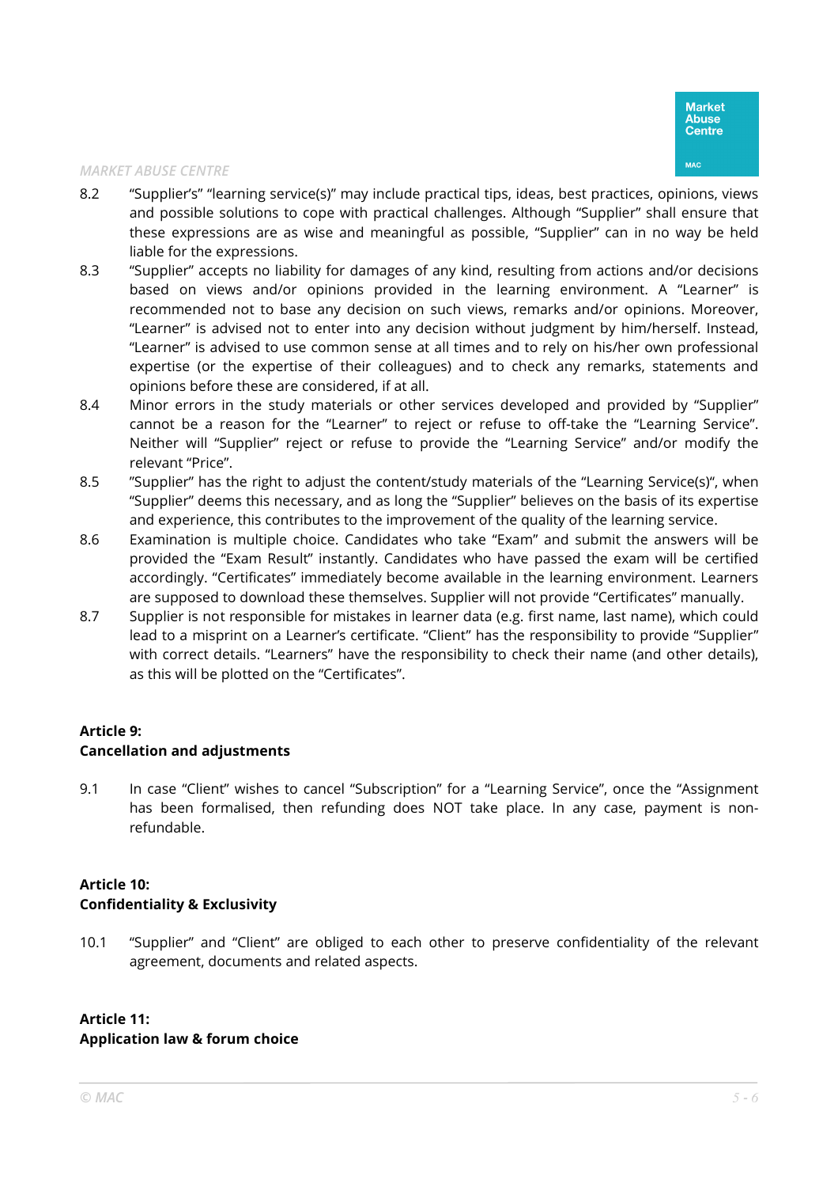8.2 "Supplier's" "learning service(s)" may include practical tips, ideas, best practices, opinions, views and possible solutions to cope with practical challenges. Although "Supplier" shall ensure that these expressions are as wise and meaningful as possible, "Supplier" can in no way be held liable for the expressions.

8.3 "Supplier" accepts no liability for damages of any kind, resulting from actions and/or decisions based on views and/or opinions provided in the learning environment. A "Learner" is recommended not to base any decision on such views, remarks and/or opinions. Moreover, "Learner" is advised not to enter into any decision without judgment by him/herself. Instead, "Learner" is advised to use common sense at all times and to rely on his/her own professional expertise (or the expertise of their colleagues) and to check any remarks, statements and opinions before these are considered, if at all.

8.4 Minor errors in the study materials or other services developed and provided by "Supplier" cannot be a reason for the "Learner" to reject or refuse to off-take the "Learning Service". Neither will "Supplier" reject or refuse to provide the "Learning Service" and/or modify the relevant "Price".

8.5 "Supplier" has the right to adjust the content/study materials of the "Learning Service(s)", when "Supplier" deems this necessary, and as long the "Supplier" believes on the basis of its expertise and experience, this contributes to the improvement of the quality of the learning service.

8.6 Examination is multiple choice. Candidates who take "Exam" and submit the answers will be provided the "Exam Result" instantly. Candidates who have passed the exam will be certified accordingly. "Certificates" immediately become available in the learning environment. Learners are supposed to download these themselves. Supplier will not provide "Certificates" manually.

8.7 Supplier is not responsible for mistakes in learner data (e.g. first name, last name), which could lead to a misprint on a Learner's certificate. "Client" has the responsibility to provide "Supplier" with correct details. "Learners" have the responsibility to check their name (and other details), as this will be plotted on the "Certificates".

**Article 9:**
**Cancellation and adjustments**

9.1 In case "Client" wishes to cancel "Subscription" for a "Learning Service", once the "Assignment has been formalised, then refunding does NOT take place. In any case, payment is non-refundable.

**Article 10:**
**Confidentiality & Exclusivity**

10.1 "Supplier" and "Client" are obliged to each other to preserve confidentiality of the relevant agreement, documents and related aspects.

**Article 11:**
**Application law & forum choice**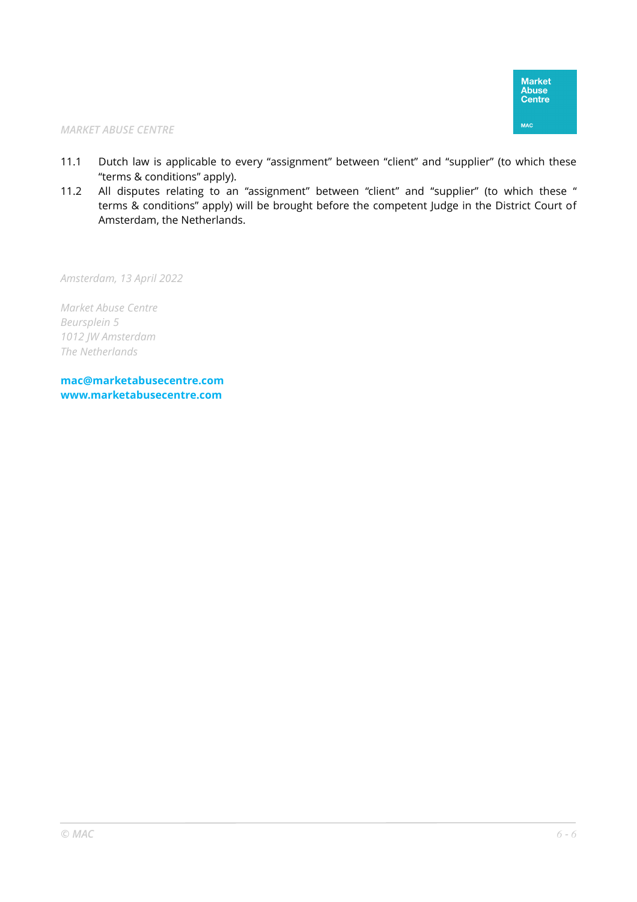11.1 Dutch law is applicable to every "assignment" between "client" and "supplier" (to which these "terms & conditions" apply).

11.2 All disputes relating to an "assignment" between "client" and "supplier" (to which these " terms & conditions" apply) will be brought before the competent Judge in the District Court of Amsterdam, the Netherlands.

*Amsterdam, 13 April 2022*

*Market Abuse Centre*
*Beursplein 5*
*1012 JW Amsterdam*
*The Netherlands*

**mac@marketabusecentre.com**
**www.marketabusecentre.com**